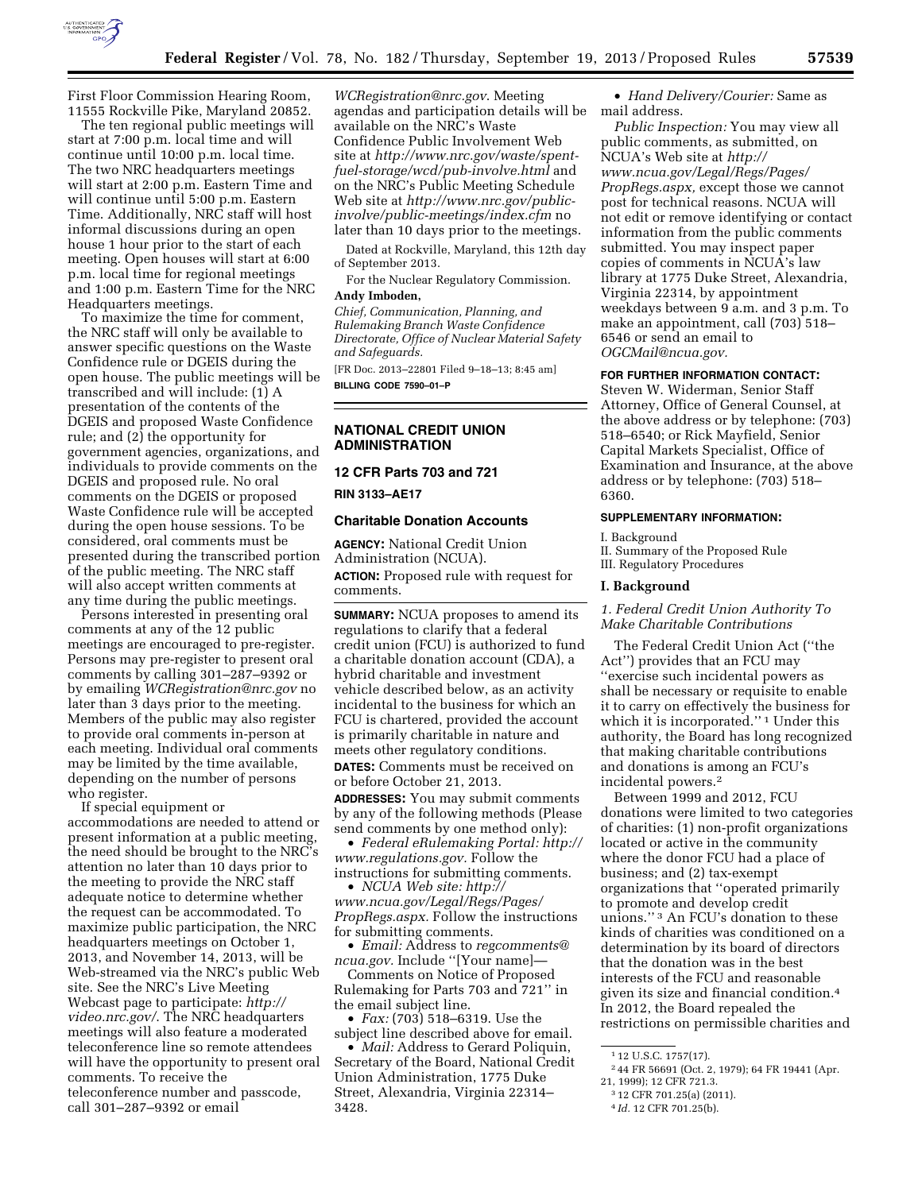First Floor Commission Hearing Room, 11555 Rockville Pike, Maryland 20852.

The ten regional public meetings will start at 7:00 p.m. local time and will continue until 10:00 p.m. local time. The two NRC headquarters meetings will start at 2:00 p.m. Eastern Time and will continue until 5:00 p.m. Eastern Time. Additionally, NRC staff will host informal discussions during an open house 1 hour prior to the start of each meeting. Open houses will start at 6:00 p.m. local time for regional meetings and 1:00 p.m. Eastern Time for the NRC Headquarters meetings.

To maximize the time for comment, the NRC staff will only be available to answer specific questions on the Waste Confidence rule or DGEIS during the open house. The public meetings will be transcribed and will include: (1) A presentation of the contents of the DGEIS and proposed Waste Confidence rule; and (2) the opportunity for government agencies, organizations, and individuals to provide comments on the DGEIS and proposed rule. No oral comments on the DGEIS or proposed Waste Confidence rule will be accepted during the open house sessions. To be considered, oral comments must be presented during the transcribed portion of the public meeting. The NRC staff will also accept written comments at any time during the public meetings.

Persons interested in presenting oral comments at any of the 12 public meetings are encouraged to pre-register. Persons may pre-register to present oral comments by calling 301–287–9392 or by emailing *WCRegistration@nrc.gov* no later than 3 days prior to the meeting. Members of the public may also register to provide oral comments in-person at each meeting. Individual oral comments may be limited by the time available, depending on the number of persons who register.

If special equipment or accommodations are needed to attend or present information at a public meeting, the need should be brought to the NRC's attention no later than 10 days prior to the meeting to provide the NRC staff adequate notice to determine whether the request can be accommodated. To maximize public participation, the NRC headquarters meetings on October 1, 2013, and November 14, 2013, will be Web-streamed via the NRC's public Web site. See the NRC's Live Meeting Webcast page to participate: *http://video.nrc.gov/*. The NRC headquarters meetings will also feature a moderated teleconference line so remote attendees will have the opportunity to present oral comments. To receive the teleconference number and passcode, call 301–287–9392 or email *WCRegistration@nrc.gov*. Meeting agendas and participation details will be available on the NRC's Waste Confidence Public Involvement Web site at *http://www.nrc.gov/waste/spent-fuel-storage/wcd/pub-involve.html* and on the NRC's Public Meeting Schedule Web site at *http://www.nrc.gov/public-involve/public-meetings/index.cfm* no later than 10 days prior to the meetings.

Dated at Rockville, Maryland, this 12th day of September 2013.

For the Nuclear Regulatory Commission.

**Andy Imboden,**

*Chief, Communication, Planning, and Rulemaking Branch Waste Confidence Directorate, Office of Nuclear Material Safety and Safeguards.*

[FR Doc. 2013–22801 Filed 9–18–13; 8:45 am]

**BILLING CODE 7590–01–P**

---

## NATIONAL CREDIT UNION ADMINISTRATION

### 12 CFR Parts 703 and 721

**RIN 3133–AE17**

### Charitable Donation Accounts

**AGENCY:** National Credit Union Administration (NCUA).

**ACTION:** Proposed rule with request for comments.

**SUMMARY:** NCUA proposes to amend its regulations to clarify that a federal credit union (FCU) is authorized to fund a charitable donation account (CDA), a hybrid charitable and investment vehicle described below, as an activity incidental to the business for which an FCU is chartered, provided the account is primarily charitable in nature and meets other regulatory conditions.

**DATES:** Comments must be received on or before October 21, 2013.

**ADDRESSES:** You may submit comments by any of the following methods (Please send comments by one method only):

- *Federal eRulemaking Portal: http://www.regulations.gov*. Follow the instructions for submitting comments.
- *NCUA Web site: http://www.ncua.gov/Legal/Regs/Pages/PropRegs.aspx*. Follow the instructions for submitting comments.
- *Email:* Address to *regcomments@ncua.gov*. Include ''[Your name]—Comments on Notice of Proposed Rulemaking for Parts 703 and 721'' in the email subject line.
- *Fax:* (703) 518–6319. Use the subject line described above for email.
- *Mail:* Address to Gerard Poliquin, Secretary of the Board, National Credit Union Administration, 1775 Duke Street, Alexandria, Virginia 22314–3428.
- *Hand Delivery/Courier:* Same as mail address.

*Public Inspection:* You may view all public comments, as submitted, on NCUA's Web site at *http://www.ncua.gov/Legal/Regs/Pages/PropRegs.aspx*, except those we cannot post for technical reasons. NCUA will not edit or remove identifying or contact information from the public comments submitted. You may inspect paper copies of comments in NCUA's law library at 1775 Duke Street, Alexandria, Virginia 22314, by appointment weekdays between 9 a.m. and 3 p.m. To make an appointment, call (703) 518–6546 or send an email to *OGCMail@ncua.gov*.

**FOR FURTHER INFORMATION CONTACT:** Steven W. Widerman, Senior Staff Attorney, Office of General Counsel, at the above address or by telephone: (703) 518–6540; or Rick Mayfield, Senior Capital Markets Specialist, Office of Examination and Insurance, at the above address or by telephone: (703) 518–6360.

**SUPPLEMENTARY INFORMATION:**

I. Background
II. Summary of the Proposed Rule
III. Regulatory Procedures

#### I. Background

*1. Federal Credit Union Authority To Make Charitable Contributions*

The Federal Credit Union Act (''the Act'') provides that an FCU may ''exercise such incidental powers as shall be necessary or requisite to enable it to carry on effectively the business for which it is incorporated.'' [1] Under this authority, the Board has long recognized that making charitable contributions and donations is among an FCU's incidental powers.[2]

Between 1999 and 2012, FCU donations were limited to two categories of charities: (1) non-profit organizations located or active in the community where the donor FCU had a place of business; and (2) tax-exempt organizations that ''operated primarily to promote and develop credit unions.'' [3] An FCU's donation to these kinds of charities was conditioned on a determination by its board of directors that the donation was in the best interests of the FCU and reasonable given its size and financial condition.[4] In 2012, the Board repealed the restrictions on permissible charities and

---

[1] 12 U.S.C. 1757(17).

[2] 44 FR 56691 (Oct. 2, 1979); 64 FR 19441 (Apr. 21, 1999); 12 CFR 721.3.

[3] 12 CFR 701.25(a) (2011).

[4] *Id.* 12 CFR 701.25(b).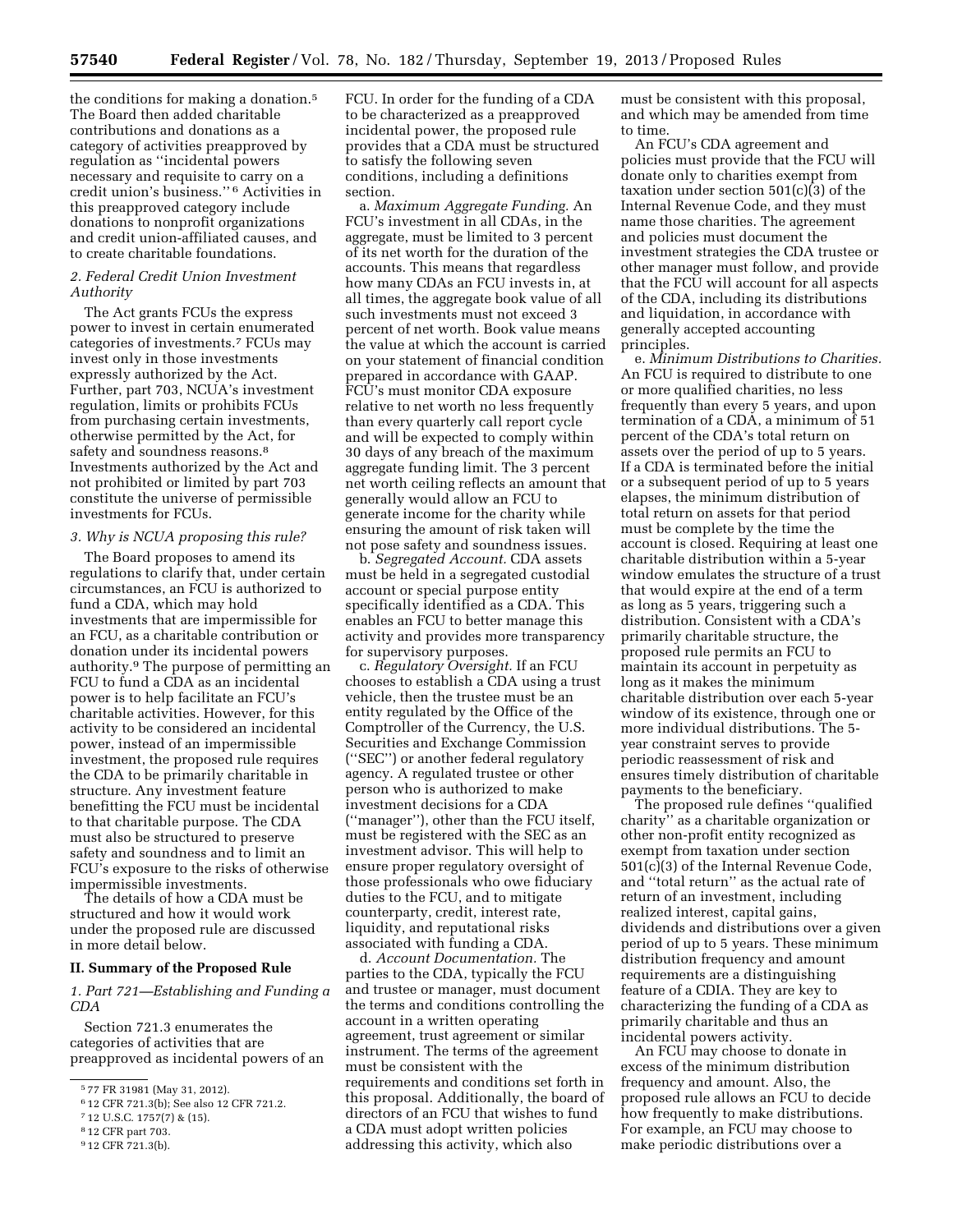the conditions for making a donation.[5] The Board then added charitable contributions and donations as a category of activities preapproved by regulation as ''incidental powers necessary and requisite to carry on a credit union's business.''[6] Activities in this preapproved category include donations to nonprofit organizations and credit union-affiliated causes, and to create charitable foundations.

### 2. Federal Credit Union Investment Authority

The Act grants FCUs the express power to invest in certain enumerated categories of investments.[7] FCUs may invest only in those investments expressly authorized by the Act. Further, part 703, NCUA's investment regulation, limits or prohibits FCUs from purchasing certain investments, otherwise permitted by the Act, for safety and soundness reasons.[8] Investments authorized by the Act and not prohibited or limited by part 703 constitute the universe of permissible investments for FCUs.

### 3. Why is NCUA proposing this rule?

The Board proposes to amend its regulations to clarify that, under certain circumstances, an FCU is authorized to fund a CDA, which may hold investments that are impermissible for an FCU, as a charitable contribution or donation under its incidental powers authority.[9] The purpose of permitting an FCU to fund a CDA as an incidental power is to help facilitate an FCU's charitable activities. However, for this activity to be considered an incidental power, instead of an impermissible investment, the proposed rule requires the CDA to be primarily charitable in structure. Any investment feature benefitting the FCU must be incidental to that charitable purpose. The CDA must also be structured to preserve safety and soundness and to limit an FCU's exposure to the risks of otherwise impermissible investments.

The details of how a CDA must be structured and how it would work under the proposed rule are discussed in more detail below.

## II. Summary of the Proposed Rule

### 1. Part 721—Establishing and Funding a CDA

Section 721.3 enumerates the categories of activities that are preapproved as incidental powers of an FCU. In order for the funding of a CDA to be characterized as a preapproved incidental power, the proposed rule provides that a CDA must be structured to satisfy the following seven conditions, including a definitions section.

a. *Maximum Aggregate Funding.* An FCU's investment in all CDAs, in the aggregate, must be limited to 3 percent of its net worth for the duration of the accounts. This means that regardless how many CDAs an FCU invests in, at all times, the aggregate book value of all such investments must not exceed 3 percent of net worth. Book value means the value at which the account is carried on your statement of financial condition prepared in accordance with GAAP. FCU's must monitor CDA exposure relative to net worth no less frequently than every quarterly call report cycle and will be expected to comply within 30 days of any breach of the maximum aggregate funding limit. The 3 percent net worth ceiling reflects an amount that generally would allow an FCU to generate income for the charity while ensuring the amount of risk taken will not pose safety and soundness issues.

b. *Segregated Account.* CDA assets must be held in a segregated custodial account or special purpose entity specifically identified as a CDA. This enables an FCU to better manage this activity and provides more transparency for supervisory purposes.

c. *Regulatory Oversight.* If an FCU chooses to establish a CDA using a trust vehicle, then the trustee must be an entity regulated by the Office of the Comptroller of the Currency, the U.S. Securities and Exchange Commission (''SEC'') or another federal regulatory agency. A regulated trustee or other person who is authorized to make investment decisions for a CDA (''manager''), other than the FCU itself, must be registered with the SEC as an investment advisor. This will help to ensure proper regulatory oversight of those professionals who owe fiduciary duties to the FCU, and to mitigate counterparty, credit, interest rate, liquidity, and reputational risks associated with funding a CDA.

d. *Account Documentation.* The parties to the CDA, typically the FCU and trustee or manager, must document the terms and conditions controlling the account in a written operating agreement, trust agreement or similar instrument. The terms of the agreement must be consistent with the requirements and conditions set forth in this proposal. Additionally, the board of directors of an FCU that wishes to fund a CDA must adopt written policies addressing this activity, which also must be consistent with this proposal, and which may be amended from time to time.

An FCU's CDA agreement and policies must provide that the FCU will donate only to charities exempt from taxation under section 501(c)(3) of the Internal Revenue Code, and they must name those charities. The agreement and policies must document the investment strategies the CDA trustee or other manager must follow, and provide that the FCU will account for all aspects of the CDA, including its distributions and liquidation, in accordance with generally accepted accounting principles.

e. *Minimum Distributions to Charities.* An FCU is required to distribute to one or more qualified charities, no less frequently than every 5 years, and upon termination of a CDA, a minimum of 51 percent of the CDA's total return on assets over the period of up to 5 years. If a CDA is terminated before the initial or a subsequent period of up to 5 years elapses, the minimum distribution of total return on assets for that period must be complete by the time the account is closed. Requiring at least one charitable distribution within a 5-year window emulates the structure of a trust that would expire at the end of a term as long as 5 years, triggering such a distribution. Consistent with a CDA's primarily charitable structure, the proposed rule permits an FCU to maintain its account in perpetuity as long as it makes the minimum charitable distribution over each 5-year window of its existence, through one or more individual distributions. The 5-year constraint serves to provide periodic reassessment of risk and ensures timely distribution of charitable payments to the beneficiary.

The proposed rule defines ''qualified charity'' as a charitable organization or other non-profit entity recognized as exempt from taxation under section 501(c)(3) of the Internal Revenue Code, and ''total return'' as the actual rate of return of an investment, including realized interest, capital gains, dividends and distributions over a given period of up to 5 years. These minimum distribution frequency and amount requirements are a distinguishing feature of a CDIA. They are key to characterizing the funding of a CDA as primarily charitable and thus an incidental powers activity.

An FCU may choose to donate in excess of the minimum distribution frequency and amount. Also, the proposed rule allows an FCU to decide how frequently to make distributions. For example, an FCU may choose to make periodic distributions over a

---

[5] 77 FR 31981 (May 31, 2012).

[6] 12 CFR 721.3(b); See also 12 CFR 721.2.

[7] 12 U.S.C. 1757(7) & (15).

[8] 12 CFR part 703.

[9] 12 CFR 721.3(b).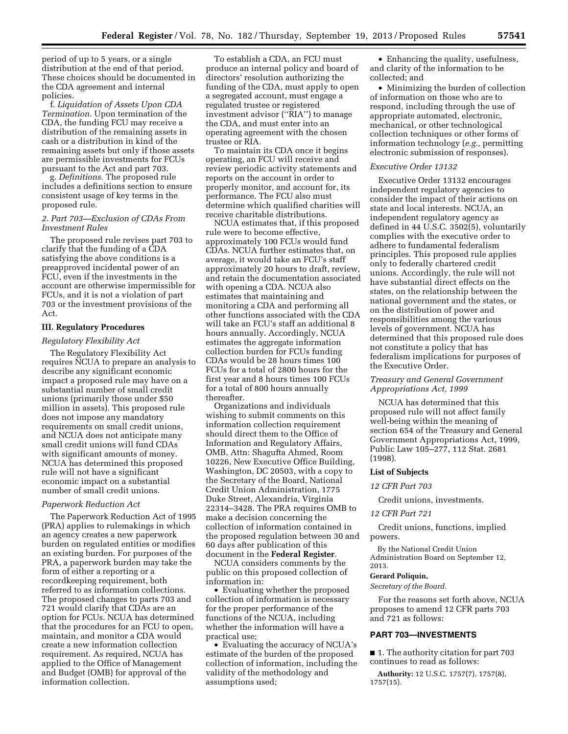period of up to 5 years, or a single distribution at the end of that period. These choices should be documented in the CDA agreement and internal policies.

f. *Liquidation of Assets Upon CDA Termination.* Upon termination of the CDA, the funding FCU may receive a distribution of the remaining assets in cash or a distribution in kind of the remaining assets but only if those assets are permissible investments for FCUs pursuant to the Act and part 703.

g. *Definitions.* The proposed rule includes a definitions section to ensure consistent usage of key terms in the proposed rule.

*2. Part 703—Exclusion of CDAs From Investment Rules*

The proposed rule revises part 703 to clarify that the funding of a CDA satisfying the above conditions is a preapproved incidental power of an FCU, even if the investments in the account are otherwise impermissible for FCUs, and it is not a violation of part 703 or the investment provisions of the Act.

### III. Regulatory Procedures

*Regulatory Flexibility Act*

The Regulatory Flexibility Act requires NCUA to prepare an analysis to describe any significant economic impact a proposed rule may have on a substantial number of small credit unions (primarily those under $50 million in assets). This proposed rule does not impose any mandatory requirements on small credit unions, and NCUA does not anticipate many small credit unions will fund CDAs with significant amounts of money. NCUA has determined this proposed rule will not have a significant economic impact on a substantial number of small credit unions.

*Paperwork Reduction Act*

The Paperwork Reduction Act of 1995 (PRA) applies to rulemakings in which an agency creates a new paperwork burden on regulated entities or modifies an existing burden. For purposes of the PRA, a paperwork burden may take the form of either a reporting or a recordkeeping requirement, both referred to as information collections. The proposed changes to parts 703 and 721 would clarify that CDAs are an option for FCUs. NCUA has determined that the procedures for an FCU to open, maintain, and monitor a CDA would create a new information collection requirement. As required, NCUA has applied to the Office of Management and Budget (OMB) for approval of the information collection.

To establish a CDA, an FCU must produce an internal policy and board of directors' resolution authorizing the funding of the CDA, must apply to open a segregated account, must engage a regulated trustee or registered investment advisor (''RIA'') to manage the CDA, and must enter into an operating agreement with the chosen trustee or RIA.

To maintain its CDA once it begins operating, an FCU will receive and review periodic activity statements and reports on the account in order to properly monitor, and account for, its performance. The FCU also must determine which qualified charities will receive charitable distributions.

NCUA estimates that, if this proposed rule were to become effective, approximately 100 FCUs would fund CDAs. NCUA further estimates that, on average, it would take an FCU's staff approximately 20 hours to draft, review, and retain the documentation associated with opening a CDA. NCUA also estimates that maintaining and monitoring a CDA and performing all other functions associated with the CDA will take an FCU's staff an additional 8 hours annually. Accordingly, NCUA estimates the aggregate information collection burden for FCUs funding CDAs would be 28 hours times 100 FCUs for a total of 2800 hours for the first year and 8 hours times 100 FCUs for a total of 800 hours annually thereafter.

Organizations and individuals wishing to submit comments on this information collection requirement should direct them to the Office of Information and Regulatory Affairs, OMB, Attn: Shagufta Ahmed, Room 10226, New Executive Office Building, Washington, DC 20503, with a copy to the Secretary of the Board, National Credit Union Administration, 1775 Duke Street, Alexandria, Virginia 22314–3428. The PRA requires OMB to make a decision concerning the collection of information contained in the proposed regulation between 30 and 60 days after publication of this document in the **Federal Register**.

NCUA considers comments by the public on this proposed collection of information in:

- Evaluating whether the proposed collection of information is necessary for the proper performance of the functions of the NCUA, including whether the information will have a practical use;
- Evaluating the accuracy of NCUA's estimate of the burden of the proposed collection of information, including the validity of the methodology and assumptions used;
- Enhancing the quality, usefulness, and clarity of the information to be collected; and
- Minimizing the burden of collection of information on those who are to respond, including through the use of appropriate automated, electronic, mechanical, or other technological collection techniques or other forms of information technology (*e.g.,* permitting electronic submission of responses).

*Executive Order 13132*

Executive Order 13132 encourages independent regulatory agencies to consider the impact of their actions on state and local interests. NCUA, an independent regulatory agency as defined in 44 U.S.C. 3502(5), voluntarily complies with the executive order to adhere to fundamental federalism principles. This proposed rule applies only to federally chartered credit unions. Accordingly, the rule will not have substantial direct effects on the states, on the relationship between the national government and the states, or on the distribution of power and responsibilities among the various levels of government. NCUA has determined that this proposed rule does not constitute a policy that has federalism implications for purposes of the Executive Order.

*Treasury and General Government Appropriations Act, 1999*

NCUA has determined that this proposed rule will not affect family well-being within the meaning of section 654 of the Treasury and General Government Appropriations Act, 1999, Public Law 105–277, 112 Stat. 2681 (1998).

### List of Subjects

*12 CFR Part 703*

Credit unions, investments.

*12 CFR Part 721*

Credit unions, functions, implied powers.

By the National Credit Union Administration Board on September 12, 2013.

**Gerard Poliquin,**

*Secretary of the Board.*

For the reasons set forth above, NCUA proposes to amend 12 CFR parts 703 and 721 as follows:

## PART 703—INVESTMENTS

■ 1. The authority citation for part 703 continues to read as follows:

**Authority:** 12 U.S.C. 1757(7), 1757(8), 1757(15).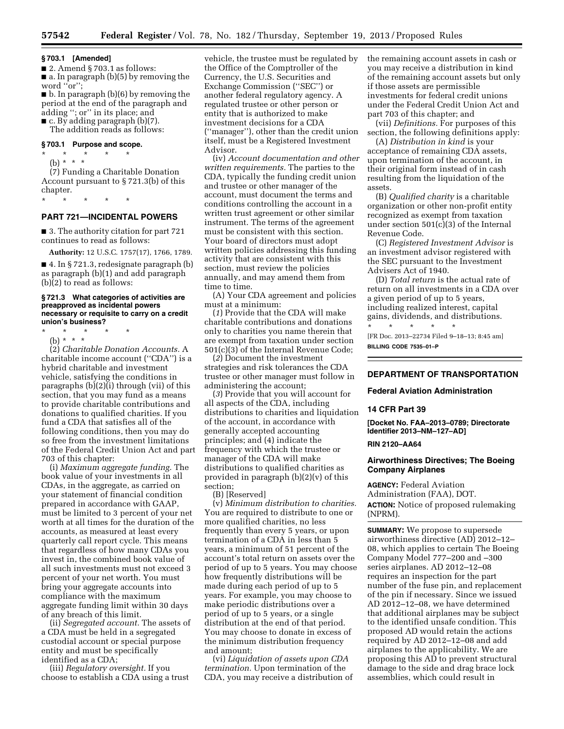**§ 703.1 [Amended]**

■ 2. Amend § 703.1 as follows:

■ a. In paragraph (b)(5) by removing the word ''or'';

■ b. In paragraph (b)(6) by removing the period at the end of the paragraph and adding ''; or'' in its place; and

■ c. By adding paragraph (b)(7).

The addition reads as follows:

**§ 703.1 Purpose and scope.**

\* \* \* \* \*

(b) \* \* \*

(7) Funding a Charitable Donation Account pursuant to § 721.3(b) of this chapter.

\* \* \* \* \*

## PART 721—INCIDENTAL POWERS

■ 3. The authority citation for part 721 continues to read as follows:

**Authority:** 12 U.S.C. 1757(17), 1766, 1789.

■ 4. In § 721.3, redesignate paragraph (b) as paragraph (b)(1) and add paragraph (b)(2) to read as follows:

**§ 721.3 What categories of activities are preapproved as incidental powers necessary or requisite to carry on a credit union's business?**

\* \* \* \* \*

(b) \* \* \*

(2) *Charitable Donation Accounts.* A charitable income account (''CDA'') is a hybrid charitable and investment vehicle, satisfying the conditions in paragraphs (b)(2)(i) through (vii) of this section, that you may fund as a means to provide charitable contributions and donations to qualified charities. If you fund a CDA that satisfies all of the following conditions, then you may do so free from the investment limitations of the Federal Credit Union Act and part 703 of this chapter:

(i) *Maximum aggregate funding.* The book value of your investments in all CDAs, in the aggregate, as carried on your statement of financial condition prepared in accordance with GAAP, must be limited to 3 percent of your net worth at all times for the duration of the accounts, as measured at least every quarterly call report cycle. This means that regardless of how many CDAs you invest in, the combined book value of all such investments must not exceed 3 percent of your net worth. You must bring your aggregate accounts into compliance with the maximum aggregate funding limit within 30 days of any breach of this limit.

(ii) *Segregated account.* The assets of a CDA must be held in a segregated custodial account or special purpose entity and must be specifically identified as a CDA;

(iii) *Regulatory oversight.* If you choose to establish a CDA using a trust vehicle, the trustee must be regulated by the Office of the Comptroller of the Currency, the U.S. Securities and Exchange Commission (''SEC'') or another federal regulatory agency. A regulated trustee or other person or entity that is authorized to make investment decisions for a CDA (''manager''), other than the credit union itself, must be a Registered Investment Advisor.

(iv) *Account documentation and other written requirements.* The parties to the CDA, typically the funding credit union and trustee or other manager of the account, must document the terms and conditions controlling the account in a written trust agreement or other similar instrument. The terms of the agreement must be consistent with this section. Your board of directors must adopt written policies addressing this funding activity that are consistent with this section, must review the policies annually, and may amend them from time to time.

(A) Your CDA agreement and policies must at a minimum:

(*1*) Provide that the CDA will make charitable contributions and donations only to charities you name therein that are exempt from taxation under section 501(c)(3) of the Internal Revenue Code;

(*2*) Document the investment strategies and risk tolerances the CDA trustee or other manager must follow in administering the account;

(*3*) Provide that you will account for all aspects of the CDA, including distributions to charities and liquidation of the account, in accordance with generally accepted accounting principles; and (4) indicate the frequency with which the trustee or manager of the CDA will make distributions to qualified charities as provided in paragraph (b)(2)(v) of this section;

(B) [Reserved]

(v) *Minimum distribution to charities.* You are required to distribute to one or more qualified charities, no less frequently than every 5 years, or upon termination of a CDA in less than 5 years, a minimum of 51 percent of the account's total return on assets over the period of up to 5 years. You may choose how frequently distributions will be made during each period of up to 5 years. For example, you may choose to make periodic distributions over a period of up to 5 years, or a single distribution at the end of that period. You may choose to donate in excess of the minimum distribution frequency and amount;

(vi) *Liquidation of assets upon CDA termination.* Upon termination of the CDA, you may receive a distribution of the remaining account assets in cash or you may receive a distribution in kind of the remaining account assets but only if those assets are permissible investments for federal credit unions under the Federal Credit Union Act and part 703 of this chapter; and

(vii) *Definitions.* For purposes of this section, the following definitions apply:

(A) *Distribution in kind* is your acceptance of remaining CDA assets, upon termination of the account, in their original form instead of in cash resulting from the liquidation of the assets.

(B) *Qualified charity* is a charitable organization or other non-profit entity recognized as exempt from taxation under section 501(c)(3) of the Internal Revenue Code.

(C) *Registered Investment Advisor* is an investment advisor registered with the SEC pursuant to the Investment Advisers Act of 1940.

(D) *Total return* is the actual rate of return on all investments in a CDA over a given period of up to 5 years, including realized interest, capital gains, dividends, and distributions.

\* \* \* \* \*

[FR Doc. 2013–22734 Filed 9–18–13; 8:45 am]

**BILLING CODE 7535–01–P**

## DEPARTMENT OF TRANSPORTATION

### Federal Aviation Administration

### 14 CFR Part 39

**[Docket No. FAA–2013–0789; Directorate Identifier 2013–NM–127–AD]**

**RIN 2120–AA64**

### Airworthiness Directives; The Boeing Company Airplanes

**AGENCY:** Federal Aviation Administration (FAA), DOT.

**ACTION:** Notice of proposed rulemaking (NPRM).

**SUMMARY:** We propose to supersede airworthiness directive (AD) 2012–12–08, which applies to certain The Boeing Company Model 777–200 and –300 series airplanes. AD 2012–12–08 requires an inspection for the part number of the fuse pin, and replacement of the pin if necessary. Since we issued AD 2012–12–08, we have determined that additional airplanes may be subject to the identified unsafe condition. This proposed AD would retain the actions required by AD 2012–12–08 and add airplanes to the applicability. We are proposing this AD to prevent structural damage to the side and drag brace lock assemblies, which could result in